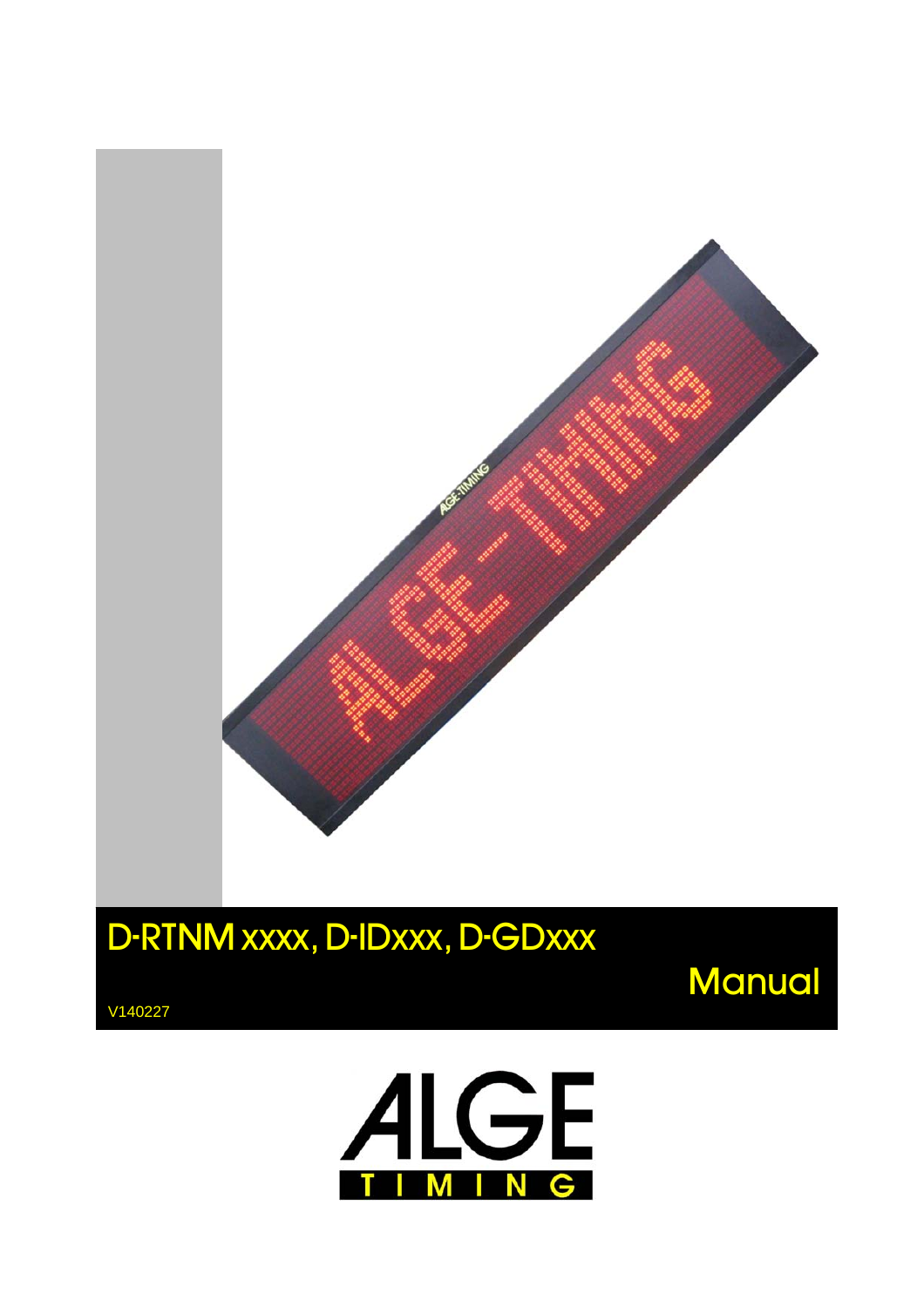# D-RTNM xxxx, D-IDxxx, D-GDxxx

## Manual

V140227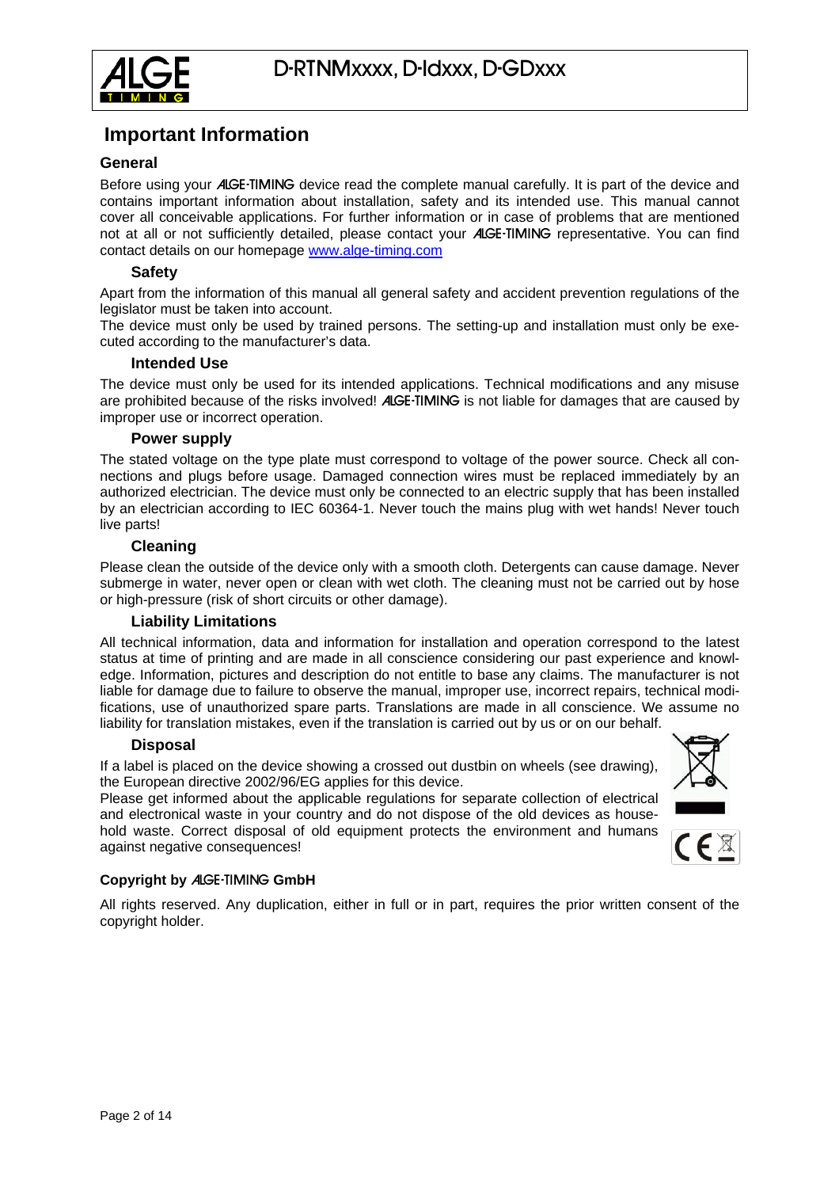# Important Information

## General

Before using your ALGE-TIMING device read the complete manual carefully. It is part of the device and contains important information about installation, safety and its intended use. This manual cannot cover all conceivable applications. For further information or in case of problems that are mentioned not at all or not sufficiently detailed, please contact your ALGE-TIMING representative. You can find contact details on our homepage www.alge-timing.com

### Safety

Apart from the information of this manual all general safety and accident prevention regulations of the legislator must be taken into account.
The device must only be used by trained persons. The setting-up and installation must only be executed according to the manufacturer's data.

### Intended Use

The device must only be used for its intended applications. Technical modifications and any misuse are prohibited because of the risks involved! ALGE-TIMING is not liable for damages that are caused by improper use or incorrect operation.

### Power supply

The stated voltage on the type plate must correspond to voltage of the power source. Check all connections and plugs before usage. Damaged connection wires must be replaced immediately by an authorized electrician. The device must only be connected to an electric supply that has been installed by an electrician according to IEC 60364-1. Never touch the mains plug with wet hands! Never touch live parts!

### Cleaning

Please clean the outside of the device only with a smooth cloth. Detergents can cause damage. Never submerge in water, never open or clean with wet cloth. The cleaning must not be carried out by hose or high-pressure (risk of short circuits or other damage).

### Liability Limitations

All technical information, data and information for installation and operation correspond to the latest status at time of printing and are made in all conscience considering our past experience and knowledge. Information, pictures and description do not entitle to base any claims. The manufacturer is not liable for damage due to failure to observe the manual, improper use, incorrect repairs, technical modifications, use of unauthorized spare parts. Translations are made in all conscience. We assume no liability for translation mistakes, even if the translation is carried out by us or on our behalf.

### Disposal

If a label is placed on the device showing a crossed out dustbin on wheels (see drawing), the European directive 2002/96/EG applies for this device.
Please get informed about the applicable regulations for separate collection of electrical and electronical waste in your country and do not dispose of the old devices as household waste. Correct disposal of old equipment protects the environment and humans against negative consequences!

**Copyright by ALGE-TIMING GmbH**

All rights reserved. Any duplication, either in full or in part, requires the prior written consent of the copyright holder.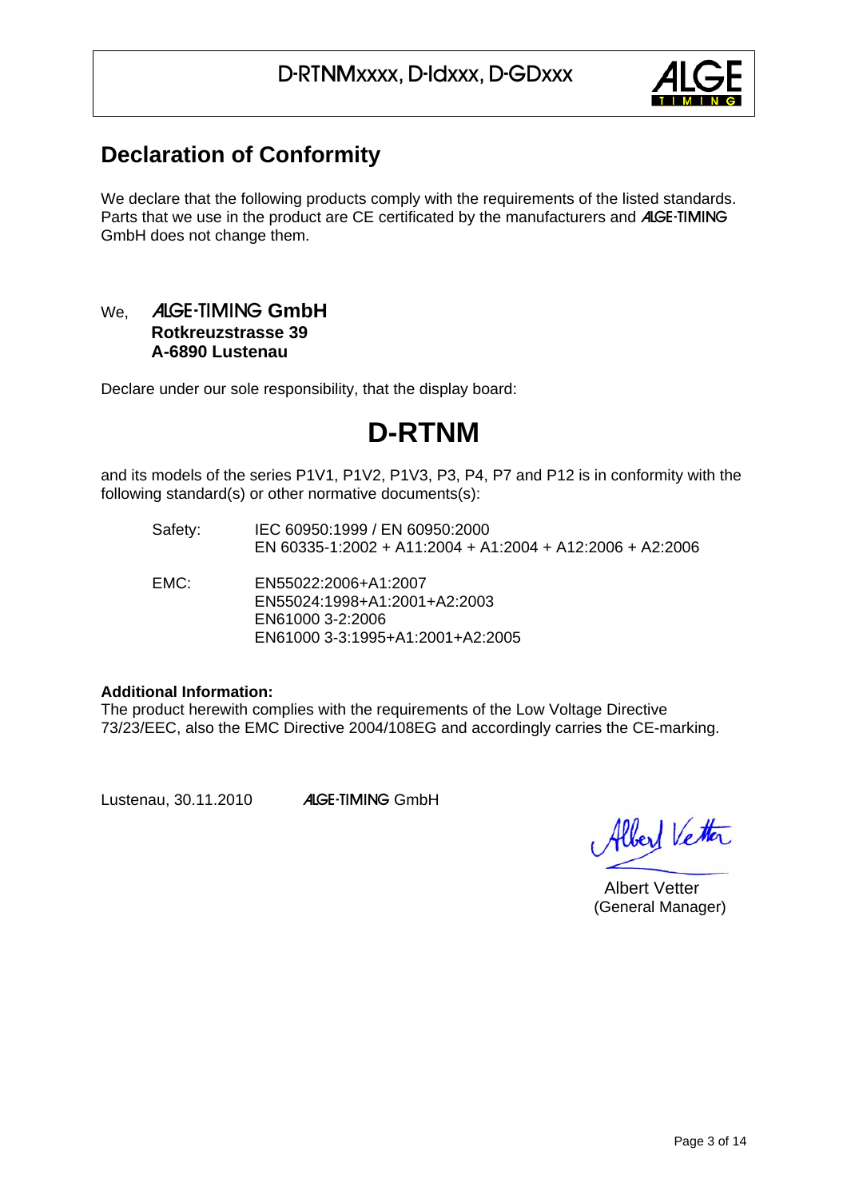## Declaration of Conformity

We declare that the following products comply with the requirements of the listed standards. Parts that we use in the product are CE certificated by the manufacturers and ALGE-TIMING GmbH does not change them.

We, **ALGE-TIMING GmbH**
**Rotkreuzstrasse 39**
**A-6890 Lustenau**

Declare under our sole responsibility, that the display board:

# D-RTNM

and its models of the series P1V1, P1V2, P1V3, P3, P4, P7 and P12 is in conformity with the following standard(s) or other normative documents(s):

Safety: IEC 60950:1999 / EN 60950:2000
EN 60335-1:2002 + A11:2004 + A1:2004 + A12:2006 + A2:2006

EMC: EN55022:2006+A1:2007
EN55024:1998+A1:2001+A2:2003
EN61000 3-2:2006
EN61000 3-3:1995+A1:2001+A2:2005

**Additional Information:**
The product herewith complies with the requirements of the Low Voltage Directive 73/23/EEC, also the EMC Directive 2004/108EG and accordingly carries the CE-marking.

Lustenau, 30.11.2010 ALGE-TIMING GmbH

Albert Vetter
(General Manager)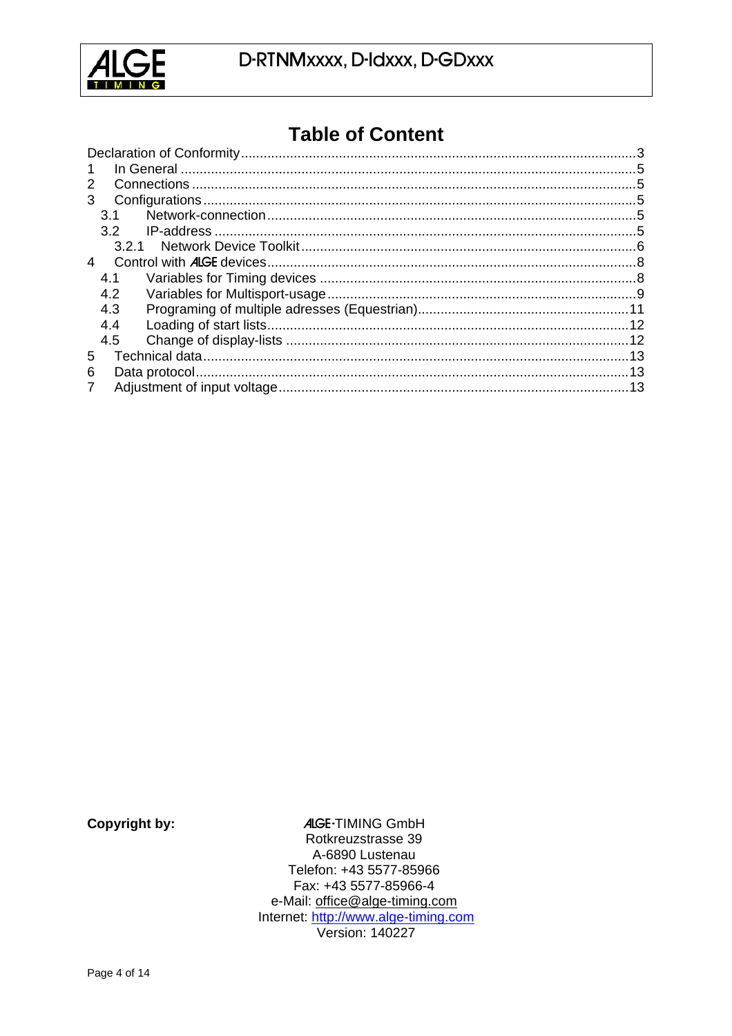# Table of Content

Declaration of Conformity......3
1 In General......5
2 Connections......5
3 Configurations......5
3.1 Network-connection......5
3.2 IP-address......5
3.2.1 Network Device Toolkit......6
4 Control with ALGE devices......8
4.1 Variables for Timing devices......8
4.2 Variables for Multisport-usage......9
4.3 Programing of multiple adresses (Equestrian)......11
4.4 Loading of start lists......12
4.5 Change of display-lists......12
5 Technical data......13
6 Data protocol......13
7 Adjustment of input voltage......13

**Copyright by:**

ALGE-TIMING GmbH
Rotkreuzstrasse 39
A-6890 Lustenau
Telefon: +43 5577-85966
Fax: +43 5577-85966-4
e-Mail: office@alge-timing.com
Internet: http://www.alge-timing.com
Version: 140227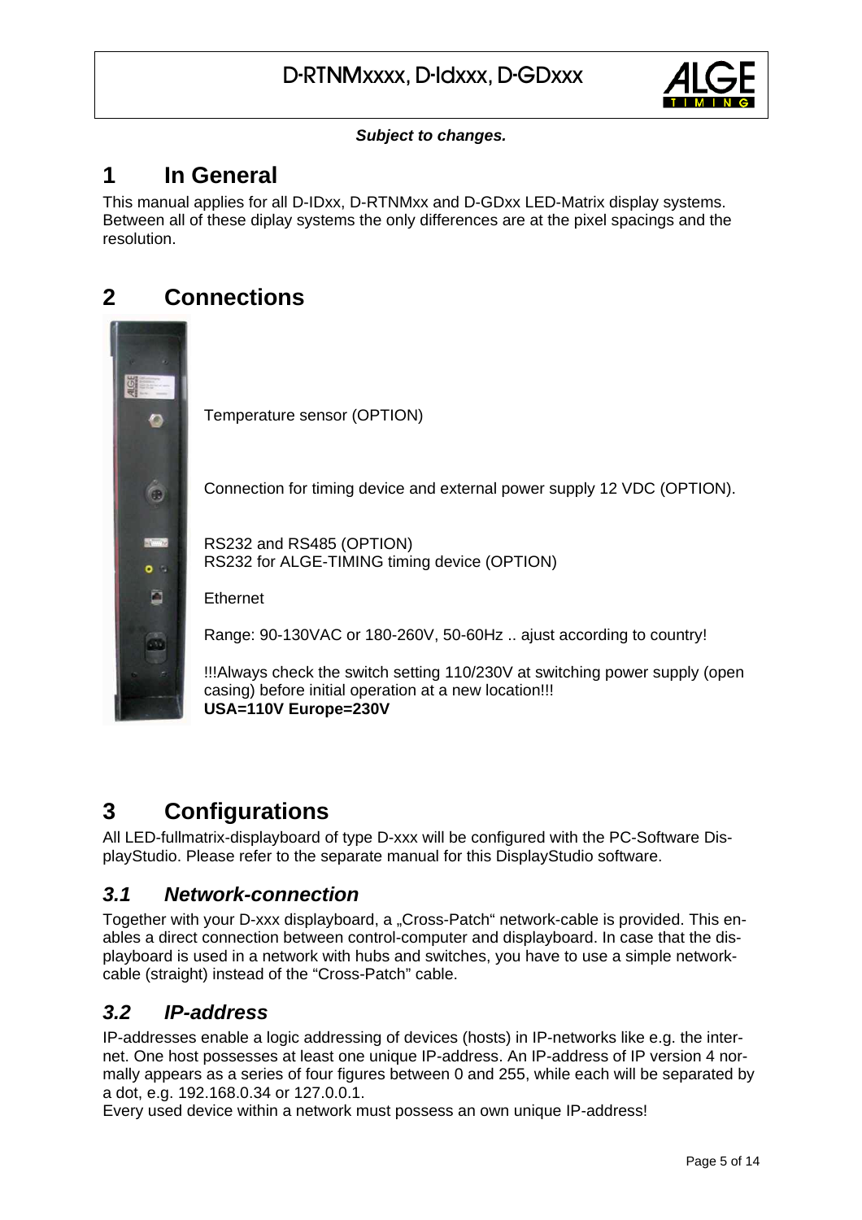*Subject to changes.*

# 1 In General

This manual applies for all D-IDxx, D-RTNMxx and D-GDxx LED-Matrix display systems. Between all of these diplay systems the only differences are at the pixel spacings and the resolution.

# 2 Connections

Temperature sensor (OPTION)

Connection for timing device and external power supply 12 VDC (OPTION).

RS232 and RS485 (OPTION)
RS232 for ALGE-TIMING timing device (OPTION)

Ethernet

Range: 90-130VAC or 180-260V, 50-60Hz .. ajust according to country!

!!!Always check the switch setting 110/230V at switching power supply (open casing) before initial operation at a new location!!!
**USA=110V Europe=230V**

# 3 Configurations

All LED-fullmatrix-displayboard of type D-xxx will be configured with the PC-Software DisplayStudio. Please refer to the separate manual for this DisplayStudio software.

## *3.1 Network-connection*

Together with your D-xxx displayboard, a „Cross-Patch" network-cable is provided. This enables a direct connection between control-computer and displayboard. In case that the displayboard is used in a network with hubs and switches, you have to use a simple network-cable (straight) instead of the "Cross-Patch" cable.

## *3.2 IP-address*

IP-addresses enable a logic addressing of devices (hosts) in IP-networks like e.g. the internet. One host possesses at least one unique IP-address. An IP-address of IP version 4 normally appears as a series of four figures between 0 and 255, while each will be separated by a dot, e.g. 192.168.0.34 or 127.0.0.1.
Every used device within a network must possess an own unique IP-address!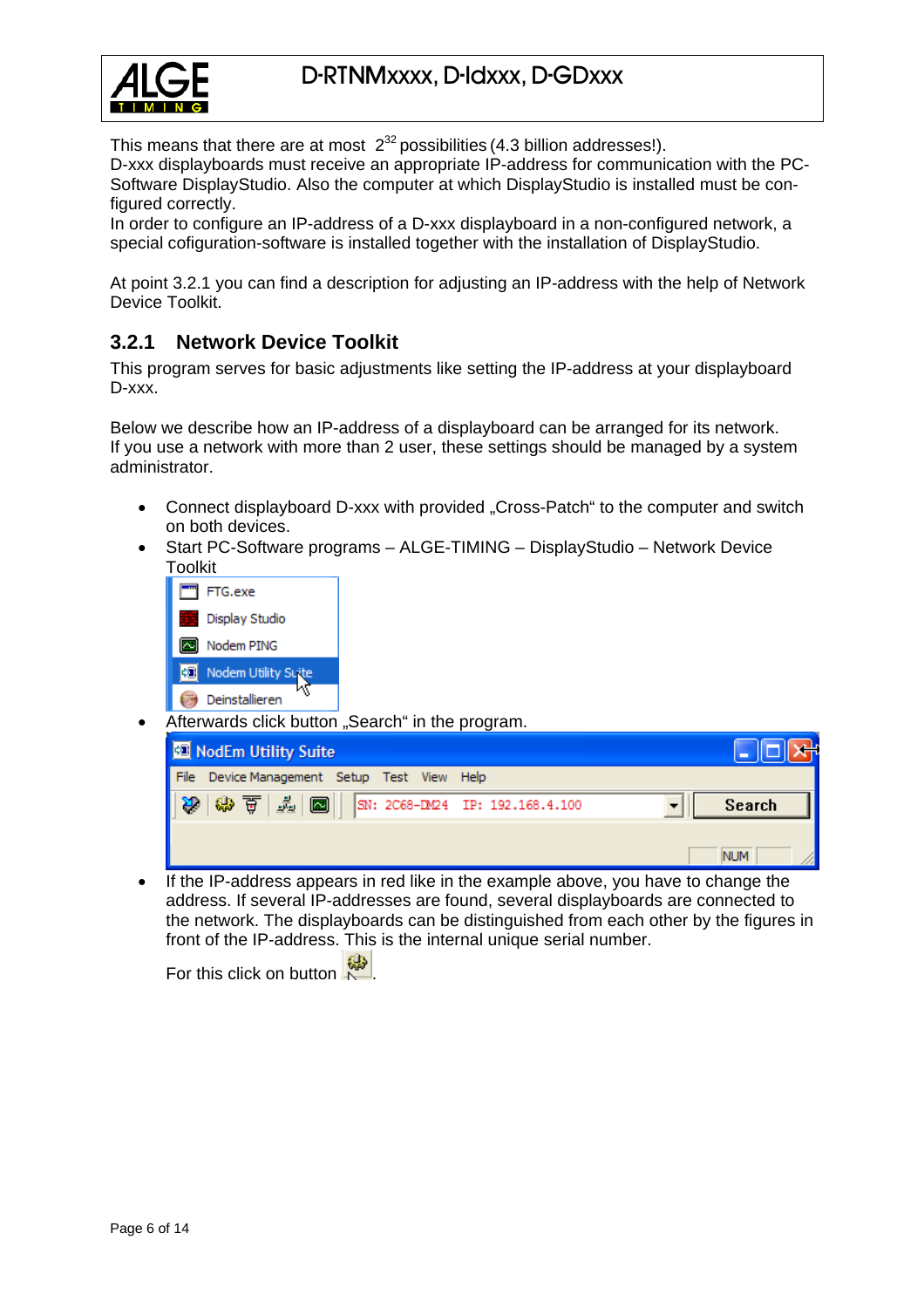This means that there are at most $2^{32}$ possibilities (4.3 billion addresses!).
D-xxx displayboards must receive an appropriate IP-address for communication with the PC-Software DisplayStudio. Also the computer at which DisplayStudio is installed must be configured correctly.
In order to configure an IP-address of a D-xxx displayboard in a non-configured network, a special cofiguration-software is installed together with the installation of DisplayStudio.

At point 3.2.1 you can find a description for adjusting an IP-address with the help of Network Device Toolkit.

### 3.2.1 Network Device Toolkit

This program serves for basic adjustments like setting the IP-address at your displayboard D-xxx.

Below we describe how an IP-address of a displayboard can be arranged for its network.
If you use a network with more than 2 user, these settings should be managed by a system administrator.

- Connect displayboard D-xxx with provided „Cross-Patch“ to the computer and switch on both devices.
- Start PC-Software programs – ALGE-TIMING – DisplayStudio – Network Device Toolkit
- Afterwards click button „Search“ in the program.
- If the IP-address appears in red like in the example above, you have to change the address. If several IP-addresses are found, several displayboards are connected to the network. The displayboards can be distinguished from each other by the figures in front of the IP-address. This is the internal unique serial number.

  For this click on button .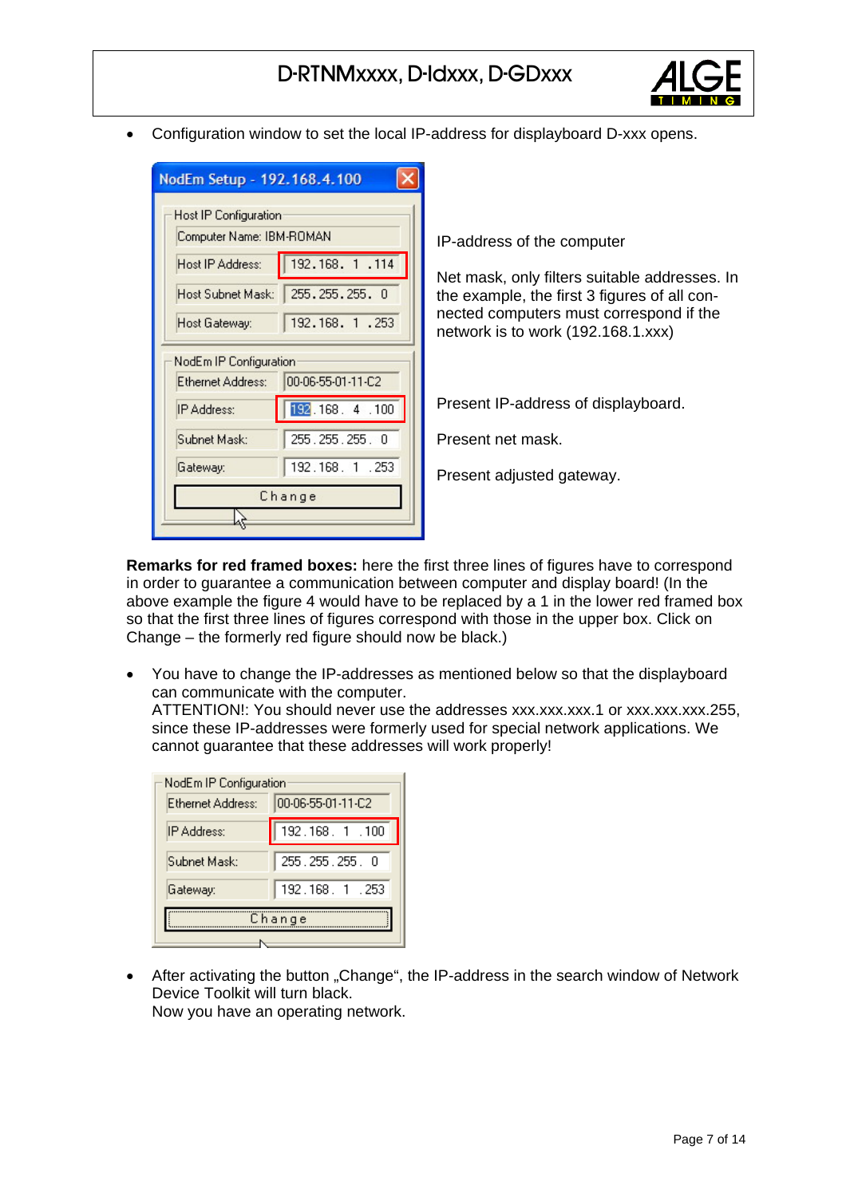- Configuration window to set the local IP-address for displayboard D-xxx opens.

**NodEm Setup - 192.168.4.100**

| Host IP Configuration | | |
|---|---|---|
| Computer Name: | IBM-ROMAN | |
| Host IP Address: | 192.168. 1 .114 | IP-address of the computer |
| Host Subnet Mask: | 255.255.255. 0 | Net mask, only filters suitable addresses. In the example, the first 3 figures of all connected computers must correspond if the network is to work (192.168.1.xxx) |
| Host Gateway: | 192.168. 1 .253 | |

| NodEm IP Configuration | | |
|---|---|---|
| Ethernet Address: | 00-06-55-01-11-C2 | |
| IP Address: | 192.168. 4 .100 | Present IP-address of displayboard. |
| Subnet Mask: | 255.255.255. 0 | Present net mask. |
| Gateway: | 192.168. 1 .253 | Present adjusted gateway. |

Change

**Remarks for red framed boxes:** here the first three lines of figures have to correspond in order to guarantee a communication between computer and display board! (In the above example the figure 4 would have to be replaced by a 1 in the lower red framed box so that the first three lines of figures correspond with those in the upper box. Click on Change – the formerly red figure should now be black.)

- You have to change the IP-addresses as mentioned below so that the displayboard can communicate with the computer.
  ATTENTION!: You should never use the addresses xxx.xxx.xxx.1 or xxx.xxx.xxx.255, since these IP-addresses were formerly used for special network applications. We cannot guarantee that these addresses will work properly!

| NodEm IP Configuration | |
|---|---|
| Ethernet Address: | 00-06-55-01-11-C2 |
| IP Address: | 192.168. 1 .100 |
| Subnet Mask: | 255.255.255. 0 |
| Gateway: | 192.168. 1 .253 |

Change

- After activating the button „Change“, the IP-address in the search window of Network Device Toolkit will turn black.
  Now you have an operating network.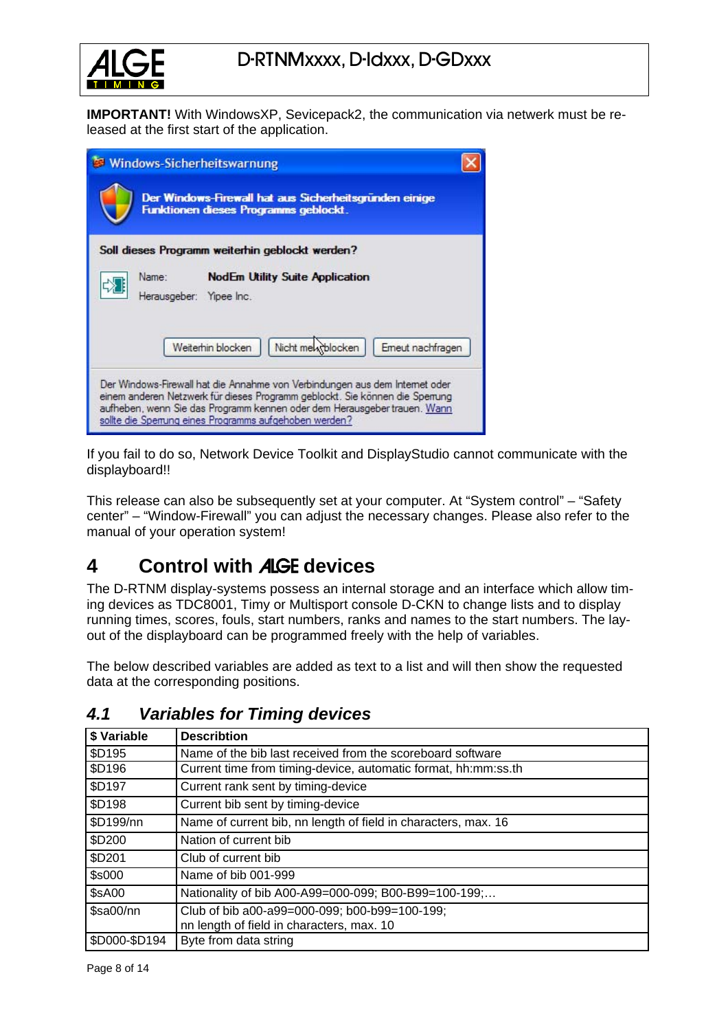**IMPORTANT!** With WindowsXP, Sevicepack2, the communication via netwerk must be released at the first start of the application.

If you fail to do so, Network Device Toolkit and DisplayStudio cannot communicate with the displayboard!!

This release can also be subsequently set at your computer. At “System control” – “Safety center” – “Window-Firewall” you can adjust the necessary changes. Please also refer to the manual of your operation system!

# 4 Control with ALGE devices

The D-RTNM display-systems possess an internal storage and an interface which allow timing devices as TDC8001, Timy or Multisport console D-CKN to change lists and to display running times, scores, fouls, start numbers, ranks and names to the start numbers. The layout of the displayboard can be programmed freely with the help of variables.

The below described variables are added as text to a list and will then show the requested data at the corresponding positions.

## *4.1 Variables for Timing devices*

| $ Variable | Describtion |
|---|---|
| $D195 | Name of the bib last received from the scoreboard software |
| $D196 | Current time from timing-device, automatic format, hh:mm:ss.th |
| $D197 | Current rank sent by timing-device |
| $D198 | Current bib sent by timing-device |
| $D199/nn | Name of current bib, nn length of field in characters, max. 16 |
| $D200 | Nation of current bib |
| $D201 | Club of current bib |
| $s000 | Name of bib 001-999 |
| $sA00 | Nationality of bib A00-A99=000-099; B00-B99=100-199;… |
| $sa00/nn | Club of bib a00-a99=000-099; b00-b99=100-199;<br>nn length of field in characters, max. 10 |
| $D000-$D194 | Byte from data string |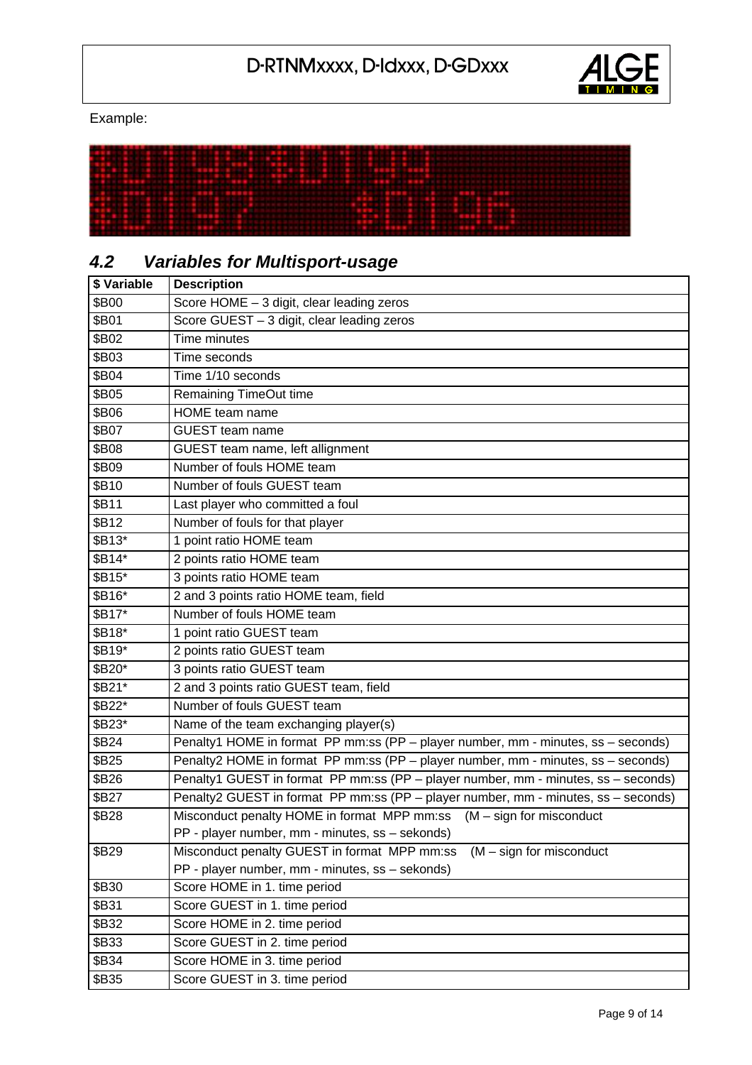Example:

## 4.2 Variables for Multisport-usage

| $ Variable | Description |
|---|---|
| $B00 | Score HOME – 3 digit, clear leading zeros |
| $B01 | Score GUEST – 3 digit, clear leading zeros |
| $B02 | Time minutes |
| $B03 | Time seconds |
| $B04 | Time 1/10 seconds |
| $B05 | Remaining TimeOut time |
| $B06 | HOME team name |
| $B07 | GUEST team name |
| $B08 | GUEST team name, left allignment |
| $B09 | Number of fouls HOME team |
| $B10 | Number of fouls GUEST team |
| $B11 | Last player who committed a foul |
| $B12 | Number of fouls for that player |
| $B13* | 1 point ratio HOME team |
| $B14* | 2 points ratio HOME team |
| $B15* | 3 points ratio HOME team |
| $B16* | 2 and 3 points ratio HOME team, field |
| $B17* | Number of fouls HOME team |
| $B18* | 1 point ratio GUEST team |
| $B19* | 2 points ratio GUEST team |
| $B20* | 3 points ratio GUEST team |
| $B21* | 2 and 3 points ratio GUEST team, field |
| $B22* | Number of fouls GUEST team |
| $B23* | Name of the team exchanging player(s) |
| $B24 | Penalty1 HOME in format PP mm:ss (PP – player number, mm - minutes, ss – seconds) |
| $B25 | Penalty2 HOME in format PP mm:ss (PP – player number, mm - minutes, ss – seconds) |
| $B26 | Penalty1 GUEST in format PP mm:ss (PP – player number, mm - minutes, ss – seconds) |
| $B27 | Penalty2 GUEST in format PP mm:ss (PP – player number, mm - minutes, ss – seconds) |
| $B28 | Misconduct penalty HOME in format MPP mm:ss (M – sign for misconduct PP - player number, mm - minutes, ss – sekonds) |
| $B29 | Misconduct penalty GUEST in format MPP mm:ss (M – sign for misconduct PP - player number, mm - minutes, ss – sekonds) |
| $B30 | Score HOME in 1. time period |
| $B31 | Score GUEST in 1. time period |
| $B32 | Score HOME in 2. time period |
| $B33 | Score GUEST in 2. time period |
| $B34 | Score HOME in 3. time period |
| $B35 | Score GUEST in 3. time period |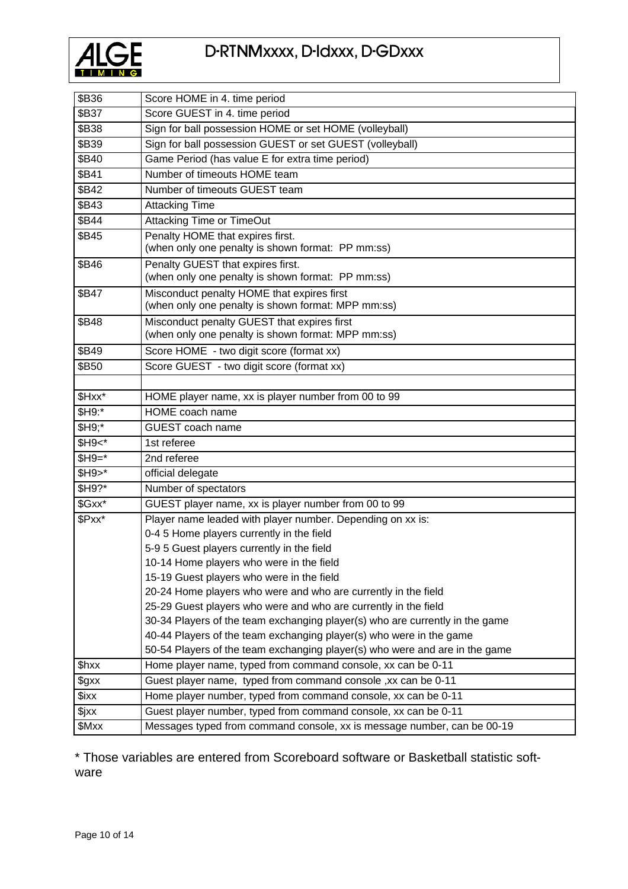| | |
|---|---|
| $B36 | Score HOME in 4. time period |
| $B37 | Score GUEST in 4. time period |
| $B38 | Sign for ball possession HOME or set HOME (volleyball) |
| $B39 | Sign for ball possession GUEST or set GUEST (volleyball) |
| $B40 | Game Period (has value E for extra time period) |
| $B41 | Number of timeouts HOME team |
| $B42 | Number of timeouts GUEST team |
| $B43 | Attacking Time |
| $B44 | Attacking Time or TimeOut |
| $B45 | Penalty HOME that expires first.<br>(when only one penalty is shown format: PP mm:ss) |
| $B46 | Penalty GUEST that expires first.<br>(when only one penalty is shown format: PP mm:ss) |
| $B47 | Misconduct penalty HOME that expires first<br>(when only one penalty is shown format: MPP mm:ss) |
| $B48 | Misconduct penalty GUEST that expires first<br>(when only one penalty is shown format: MPP mm:ss) |
| $B49 | Score HOME - two digit score (format xx) |
| $B50 | Score GUEST - two digit score (format xx) |
| | |
| $Hxx* | HOME player name, xx is player number from 00 to 99 |
| $H9:* | HOME coach name |
| $H9;* | GUEST coach name |
| $H9<* | 1st referee |
| $H9=* | 2nd referee |
| $H9>* | official delegate |
| $H9?* | Number of spectators |
| $Gxx* | GUEST player name, xx is player number from 00 to 99 |
| $Pxx* | Player name leaded with player number. Depending on xx is:<br>0-4 5 Home players currently in the field<br>5-9 5 Guest players currently in the field<br>10-14 Home players who were in the field<br>15-19 Guest players who were in the field<br>20-24 Home players who were and who are currently in the field<br>25-29 Guest players who were and who are currently in the field<br>30-34 Players of the team exchanging player(s) who are currently in the game<br>40-44 Players of the team exchanging player(s) who were in the game<br>50-54 Players of the team exchanging player(s) who were and are in the game |
| $hxx | Home player name, typed from command console, xx can be 0-11 |
| $gxx | Guest player name, typed from command console ,xx can be 0-11 |
| $ixx | Home player number, typed from command console, xx can be 0-11 |
| $jxx | Guest player number, typed from command console, xx can be 0-11 |
| $Mxx | Messages typed from command console, xx is message number, can be 00-19 |

* Those variables are entered from Scoreboard software or Basketball statistic software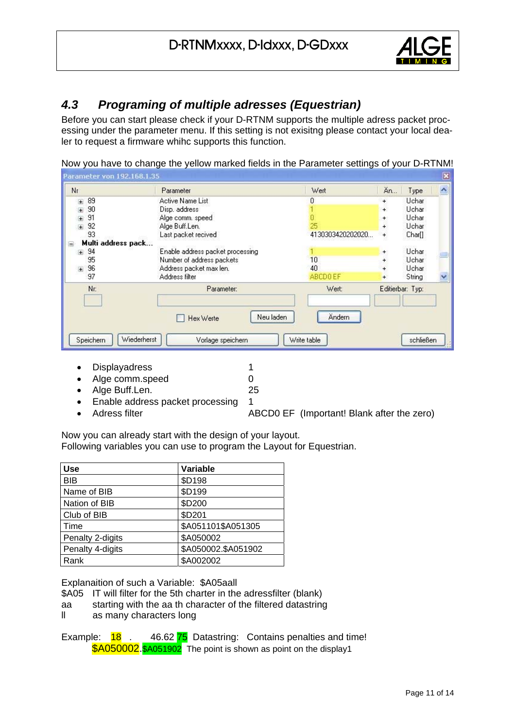## 4.3 Programing of multiple adresses (Equestrian)

Before you can start please check if your D-RTNM supports the multiple adress packet processing under the parameter menu. If this setting is not exisitng please contact your local dealer to request a firmware whihc supports this function.

Now you have to change the yellow marked fields in the Parameter settings of your D-RTNM!

Parameter von 192.168.1.35

| Nr | Parameter | Wert | Än... | Type |
|---|---|---|---|---|
| 89 | Active Name List | 0 | + | Uchar |
| 90 | Disp. address | 1 | + | Uchar |
| 91 | Alge comm. speed | 0 | + | Uchar |
| 92 | Alge Buff.Len. | 25 | + | Uchar |
| 93 | Last packet recived | 4130303420202020... | + | Char[] |
| Multi address pack... | | | | |
| 94 | Enable address packet processing | 1 | + | Uchar |
| 95 | Number of address packets | 10 | + | Uchar |
| 96 | Address packet max len. | 40 | + | Uchar |
| 97 | Address filter | ABCD0 EF | + | String |

Nr: Parameter: Wert: Editierbar: Typ:

Hex Werte | Neu laden | Ändern

Speichern | Wiederherst | Vorlage speichern | Write table | schließen

- Displayadress 1
- Alge comm.speed 0
- Alge Buff.Len. 25
- Enable address packet processing 1
- Adress filter ABCD0 EF (Important! Blank after the zero)

Now you can already start with the design of your layout.
Following variables you can use to program the Layout for Equestrian.

| Use | Variable |
|---|---|
| BIB | $D198 |
| Name of BIB | $D199 |
| Nation of BIB | $D200 |
| Club of BIB | $D201 |
| Time | $A051101$A051305 |
| Penalty 2-digits | $A050002 |
| Penalty 4-digits | $A050002.$A051902 |
| Rank | $A002002 |

Explanaition of such a Variable: $A05aall
$A05 IT will filter for the 5th charter in the adressfilter (blank)
aa starting with the aa th character of the filtered datastring
ll as many characters long

Example: 18 . 46.62 75 Datastring: Contains penalties and time!
$A050002.$A051902 The point is shown as point on the display1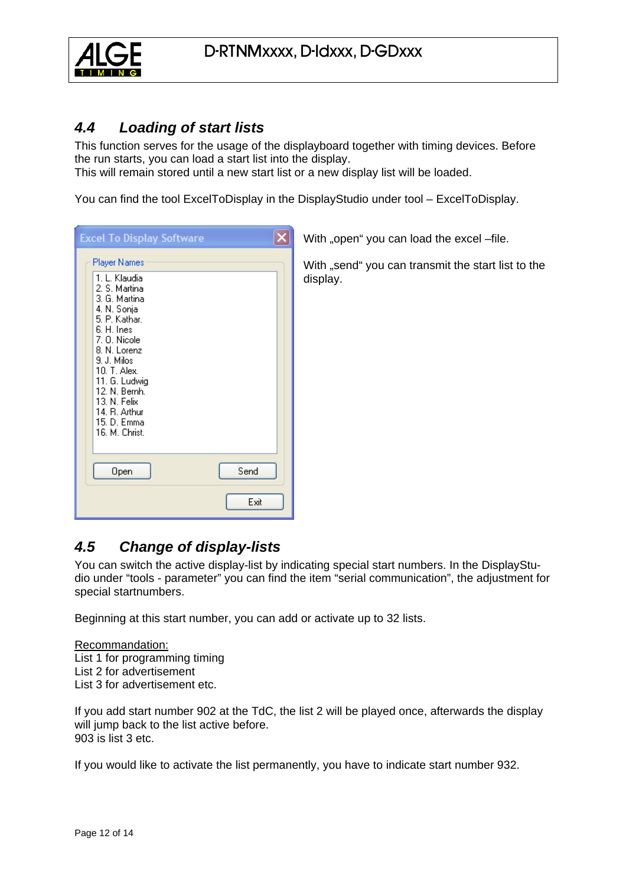## 4.4 Loading of start lists

This function serves for the usage of the displayboard together with timing devices. Before the run starts, you can load a start list into the display.
This will remain stored until a new start list or a new display list will be loaded.

You can find the tool ExcelToDisplay in the DisplayStudio under tool – ExcelToDisplay.

With „open“ you can load the excel –file.

With „send“ you can transmit the start list to the display.

## 4.5 Change of display-lists

You can switch the active display-list by indicating special start numbers. In the DisplayStudio under “tools - parameter” you can find the item “serial communication”, the adjustment for special startnumbers.

Beginning at this start number, you can add or activate up to 32 lists.

<u>Recommandation:</u>
List 1 for programming timing
List 2 for advertisement
List 3 for advertisement etc.

If you add start number 902 at the TdC, the list 2 will be played once, afterwards the display will jump back to the list active before.
903 is list 3 etc.

If you would like to activate the list permanently, you have to indicate start number 932.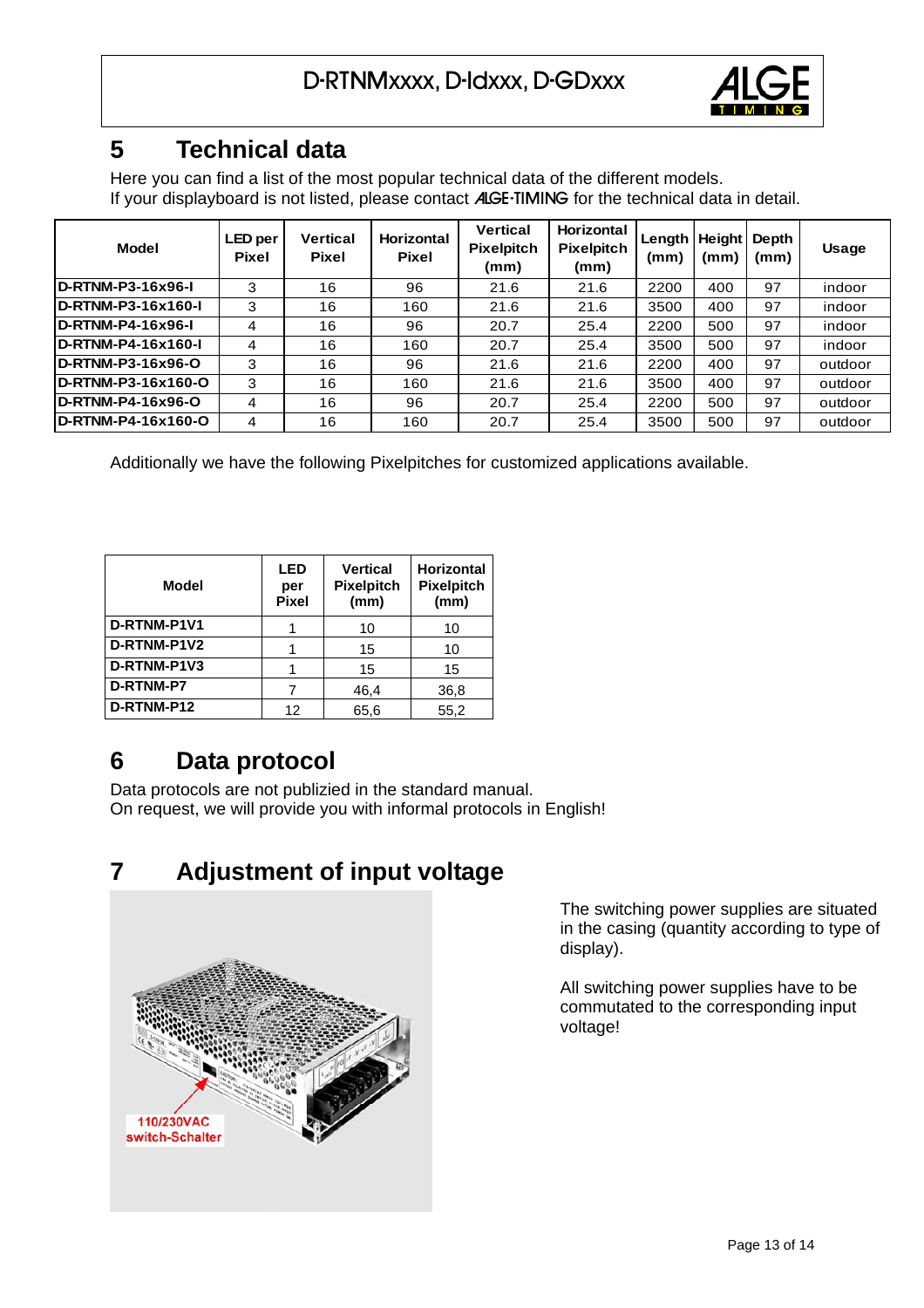# 5 Technical data

Here you can find a list of the most popular technical data of the different models.
If your displayboard is not listed, please contact ALGE-TIMING for the technical data in detail.

| Model | LED per Pixel | Vertical Pixel | Horizontal Pixel | Vertical Pixelpitch (mm) | Horizontal Pixelpitch (mm) | Length (mm) | Height (mm) | Depth (mm) | Usage |
|---|---|---|---|---|---|---|---|---|---|
| D-RTNM-P3-16x96-I | 3 | 16 | 96 | 21.6 | 21.6 | 2200 | 400 | 97 | indoor |
| D-RTNM-P3-16x160-I | 3 | 16 | 160 | 21.6 | 21.6 | 3500 | 400 | 97 | indoor |
| D-RTNM-P4-16x96-I | 4 | 16 | 96 | 20.7 | 25.4 | 2200 | 500 | 97 | indoor |
| D-RTNM-P4-16x160-I | 4 | 16 | 160 | 20.7 | 25.4 | 3500 | 500 | 97 | indoor |
| D-RTNM-P3-16x96-O | 3 | 16 | 96 | 21.6 | 21.6 | 2200 | 400 | 97 | outdoor |
| D-RTNM-P3-16x160-O | 3 | 16 | 160 | 21.6 | 21.6 | 3500 | 400 | 97 | outdoor |
| D-RTNM-P4-16x96-O | 4 | 16 | 96 | 20.7 | 25.4 | 2200 | 500 | 97 | outdoor |
| D-RTNM-P4-16x160-O | 4 | 16 | 160 | 20.7 | 25.4 | 3500 | 500 | 97 | outdoor |

Additionally we have the following Pixelpitches for customized applications available.

| Model | LED per Pixel | Vertical Pixelpitch (mm) | Horizontal Pixelpitch (mm) |
|---|---|---|---|
| D-RTNM-P1V1 | 1 | 10 | 10 |
| D-RTNM-P1V2 | 1 | 15 | 10 |
| D-RTNM-P1V3 | 1 | 15 | 15 |
| D-RTNM-P7 | 7 | 46,4 | 36,8 |
| D-RTNM-P12 | 12 | 65,6 | 55,2 |

# 6 Data protocol

Data protocols are not publizied in the standard manual.
On request, we will provide you with informal protocols in English!

# 7 Adjustment of input voltage

110/230VAC switch-Schalter

The switching power supplies are situated in the casing (quantity according to type of display).

All switching power supplies have to be commutated to the corresponding input voltage!